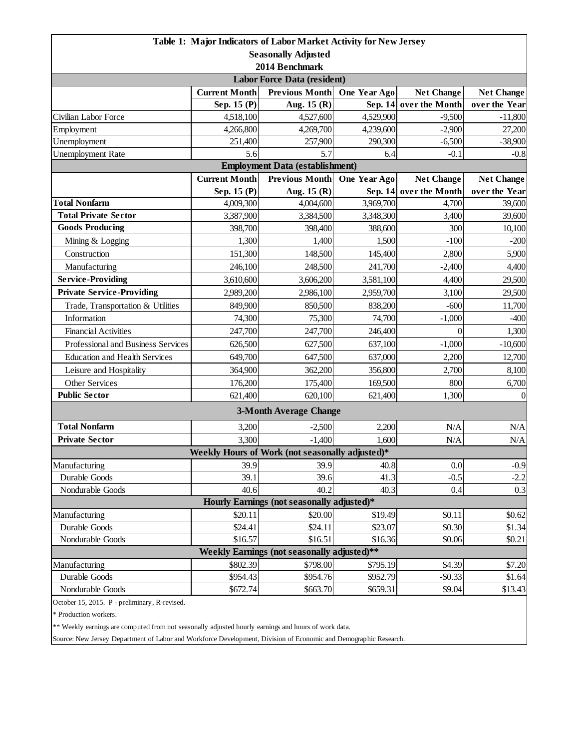# Table 1: Major Indicators of Labor Market Activity for New Jersey

**Seasonally Adjusted**

**2014 Benchmark**

| Labor Force Data (resident) | | | | | |
|---|---|---|---|---|---|
| | **Current Month** | **Previous Month** | **One Year Ago** | **Net Change** | **Net Change** |
| | **Sep. 15 (P)** | **Aug. 15 (R)** | **Sep. 14** | **over the Month** | **over the Year** |
| Civilian Labor Force | 4,518,100 | 4,527,600 | 4,529,900 | -9,500 | -11,800 |
| Employment | 4,266,800 | 4,269,700 | 4,239,600 | -2,900 | 27,200 |
| Unemployment | 251,400 | 257,900 | 290,300 | -6,500 | -38,900 |
| Unemployment Rate | 5.6 | 5.7 | 6.4 | -0.1 | -0.8 |
| **Employment Data (establishment)** | | | | | |
| | **Current Month** | **Previous Month** | **One Year Ago** | **Net Change** | **Net Change** |
| | **Sep. 15 (P)** | **Aug. 15 (R)** | **Sep. 14** | **over the Month** | **over the Year** |
| **Total Nonfarm** | 4,009,300 | 4,004,600 | 3,969,700 | 4,700 | 39,600 |
| **Total Private Sector** | 3,387,900 | 3,384,500 | 3,348,300 | 3,400 | 39,600 |
| **Goods Producing** | 398,700 | 398,400 | 388,600 | 300 | 10,100 |
| Mining & Logging | 1,300 | 1,400 | 1,500 | -100 | -200 |
| Construction | 151,300 | 148,500 | 145,400 | 2,800 | 5,900 |
| Manufacturing | 246,100 | 248,500 | 241,700 | -2,400 | 4,400 |
| **Service-Providing** | 3,610,600 | 3,606,200 | 3,581,100 | 4,400 | 29,500 |
| **Private Service-Providing** | 2,989,200 | 2,986,100 | 2,959,700 | 3,100 | 29,500 |
| Trade, Transportation & Utilities | 849,900 | 850,500 | 838,200 | -600 | 11,700 |
| Information | 74,300 | 75,300 | 74,700 | -1,000 | -400 |
| Financial Activities | 247,700 | 247,700 | 246,400 | 0 | 1,300 |
| Professional and Business Services | 626,500 | 627,500 | 637,100 | -1,000 | -10,600 |
| Education and Health Services | 649,700 | 647,500 | 637,000 | 2,200 | 12,700 |
| Leisure and Hospitality | 364,900 | 362,200 | 356,800 | 2,700 | 8,100 |
| Other Services | 176,200 | 175,400 | 169,500 | 800 | 6,700 |
| **Public Sector** | 621,400 | 620,100 | 621,400 | 1,300 | 0 |
| **3-Month Average Change** | | | | | |
| **Total Nonfarm** | 3,200 | -2,500 | 2,200 | N/A | N/A |
| **Private Sector** | 3,300 | -1,400 | 1,600 | N/A | N/A |
| **Weekly Hours of Work (not seasonally adjusted)*** | | | | | |
| Manufacturing | 39.9 | 39.9 | 40.8 | 0.0 | -0.9 |
| Durable Goods | 39.1 | 39.6 | 41.3 | -0.5 | -2.2 |
| Nondurable Goods | 40.6 | 40.2 | 40.3 | 0.4 | 0.3 |
| **Hourly Earnings (not seasonally adjusted)*** | | | | | |
| Manufacturing | $20.11 | $20.00 | $19.49 | $0.11 | $0.62 |
| Durable Goods | $24.41 | $24.11 | $23.07 | $0.30 | $1.34 |
| Nondurable Goods | $16.57 | $16.51 | $16.36 | $0.06 | $0.21 |
| **Weekly Earnings (not seasonally adjusted)**** | | | | | |
| Manufacturing | $802.39 | $798.00 | $795.19 | $4.39 | $7.20 |
| Durable Goods | $954.43 | $954.76 | $952.79 | -$0.33 | $1.64 |
| Nondurable Goods | $672.74 | $663.70 | $659.31 | $9.04 | $13.43 |

October 15, 2015. P - preliminary, R-revised.

* Production workers.

** Weekly earnings are computed from not seasonally adjusted hourly earnings and hours of work data.

Source: New Jersey Department of Labor and Workforce Development, Division of Economic and Demographic Research.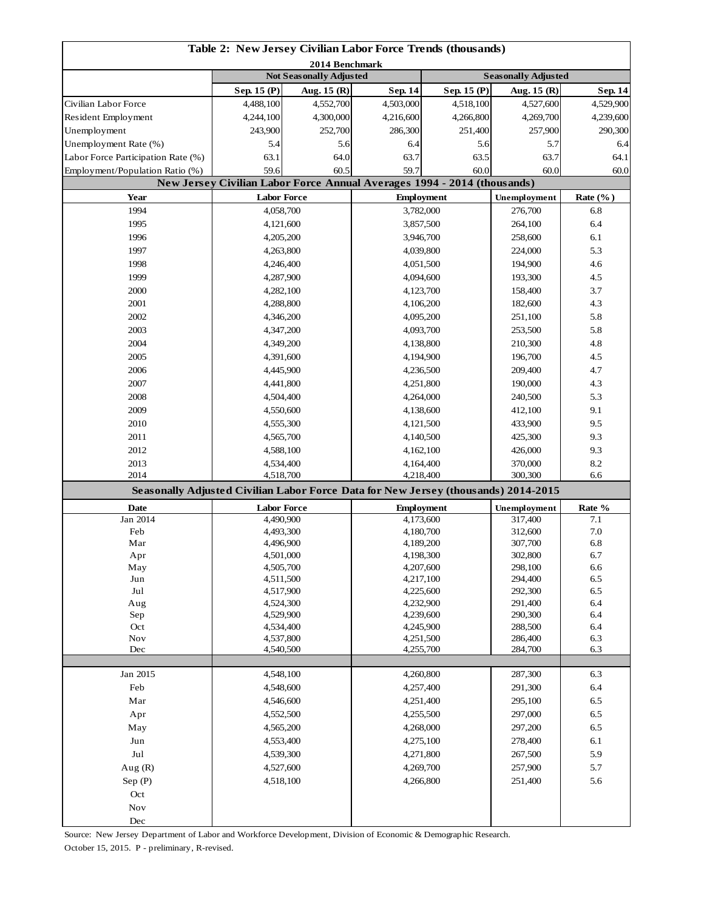# Table 2: New Jersey Civilian Labor Force Trends (thousands)

2014 Benchmark

| | Not Seasonally Adjusted | | | Seasonally Adjusted | | |
|---|---|---|---|---|---|---|
| | Sep. 15 (P) | Aug. 15 (R) | Sep. 14 | Sep. 15 (P) | Aug. 15 (R) | Sep. 14 |
| Civilian Labor Force | 4,488,100 | 4,552,700 | 4,503,000 | 4,518,100 | 4,527,600 | 4,529,900 |
| Resident Employment | 4,244,100 | 4,300,000 | 4,216,600 | 4,266,800 | 4,269,700 | 4,239,600 |
| Unemployment | 243,900 | 252,700 | 286,300 | 251,400 | 257,900 | 290,300 |
| Unemployment Rate (%) | 5.4 | 5.6 | 6.4 | 5.6 | 5.7 | 6.4 |
| Labor Force Participation Rate (%) | 63.1 | 64.0 | 63.7 | 63.5 | 63.7 | 64.1 |
| Employment/Population Ratio (%) | 59.6 | 60.5 | 59.7 | 60.0 | 60.0 | 60.0 |

## New Jersey Civilian Labor Force Annual Averages 1994 - 2014 (thousands)

| Year | Labor Force | Employment | Unemployment | Rate (%) |
|---|---|---|---|---|
| 1994 | 4,058,700 | 3,782,000 | 276,700 | 6.8 |
| 1995 | 4,121,600 | 3,857,500 | 264,100 | 6.4 |
| 1996 | 4,205,200 | 3,946,700 | 258,600 | 6.1 |
| 1997 | 4,263,800 | 4,039,800 | 224,000 | 5.3 |
| 1998 | 4,246,400 | 4,051,500 | 194,900 | 4.6 |
| 1999 | 4,287,900 | 4,094,600 | 193,300 | 4.5 |
| 2000 | 4,282,100 | 4,123,700 | 158,400 | 3.7 |
| 2001 | 4,288,800 | 4,106,200 | 182,600 | 4.3 |
| 2002 | 4,346,200 | 4,095,200 | 251,100 | 5.8 |
| 2003 | 4,347,200 | 4,093,700 | 253,500 | 5.8 |
| 2004 | 4,349,200 | 4,138,800 | 210,300 | 4.8 |
| 2005 | 4,391,600 | 4,194,900 | 196,700 | 4.5 |
| 2006 | 4,445,900 | 4,236,500 | 209,400 | 4.7 |
| 2007 | 4,441,800 | 4,251,800 | 190,000 | 4.3 |
| 2008 | 4,504,400 | 4,264,000 | 240,500 | 5.3 |
| 2009 | 4,550,600 | 4,138,600 | 412,100 | 9.1 |
| 2010 | 4,555,300 | 4,121,500 | 433,900 | 9.5 |
| 2011 | 4,565,700 | 4,140,500 | 425,300 | 9.3 |
| 2012 | 4,588,100 | 4,162,100 | 426,000 | 9.3 |
| 2013 | 4,534,400 | 4,164,400 | 370,000 | 8.2 |
| 2014 | 4,518,700 | 4,218,400 | 300,300 | 6.6 |

## Seasonally Adjusted Civilian Labor Force Data for New Jersey (thousands) 2014-2015

| Date | Labor Force | Employment | Unemployment | Rate % |
|---|---|---|---|---|
| Jan 2014 | 4,490,900 | 4,173,600 | 317,400 | 7.1 |
| Feb | 4,493,300 | 4,180,700 | 312,600 | 7.0 |
| Mar | 4,496,900 | 4,189,200 | 307,700 | 6.8 |
| Apr | 4,501,000 | 4,198,300 | 302,800 | 6.7 |
| May | 4,505,700 | 4,207,600 | 298,100 | 6.6 |
| Jun | 4,511,500 | 4,217,100 | 294,400 | 6.5 |
| Jul | 4,517,900 | 4,225,600 | 292,300 | 6.5 |
| Aug | 4,524,300 | 4,232,900 | 291,400 | 6.4 |
| Sep | 4,529,900 | 4,239,600 | 290,300 | 6.4 |
| Oct | 4,534,400 | 4,245,900 | 288,500 | 6.4 |
| Nov | 4,537,800 | 4,251,500 | 286,400 | 6.3 |
| Dec | 4,540,500 | 4,255,700 | 284,700 | 6.3 |
| | | | | |
| Jan 2015 | 4,548,100 | 4,260,800 | 287,300 | 6.3 |
| Feb | 4,548,600 | 4,257,400 | 291,300 | 6.4 |
| Mar | 4,546,600 | 4,251,400 | 295,100 | 6.5 |
| Apr | 4,552,500 | 4,255,500 | 297,000 | 6.5 |
| May | 4,565,200 | 4,268,000 | 297,200 | 6.5 |
| Jun | 4,553,400 | 4,275,100 | 278,400 | 6.1 |
| Jul | 4,539,300 | 4,271,800 | 267,500 | 5.9 |
| Aug (R) | 4,527,600 | 4,269,700 | 257,900 | 5.7 |
| Sep (P) | 4,518,100 | 4,266,800 | 251,400 | 5.6 |
| Oct | | | | |
| Nov | | | | |
| Dec | | | | |

Source: New Jersey Department of Labor and Workforce Development, Division of Economic & Demographic Research.

October 15, 2015. P - preliminary, R-revised.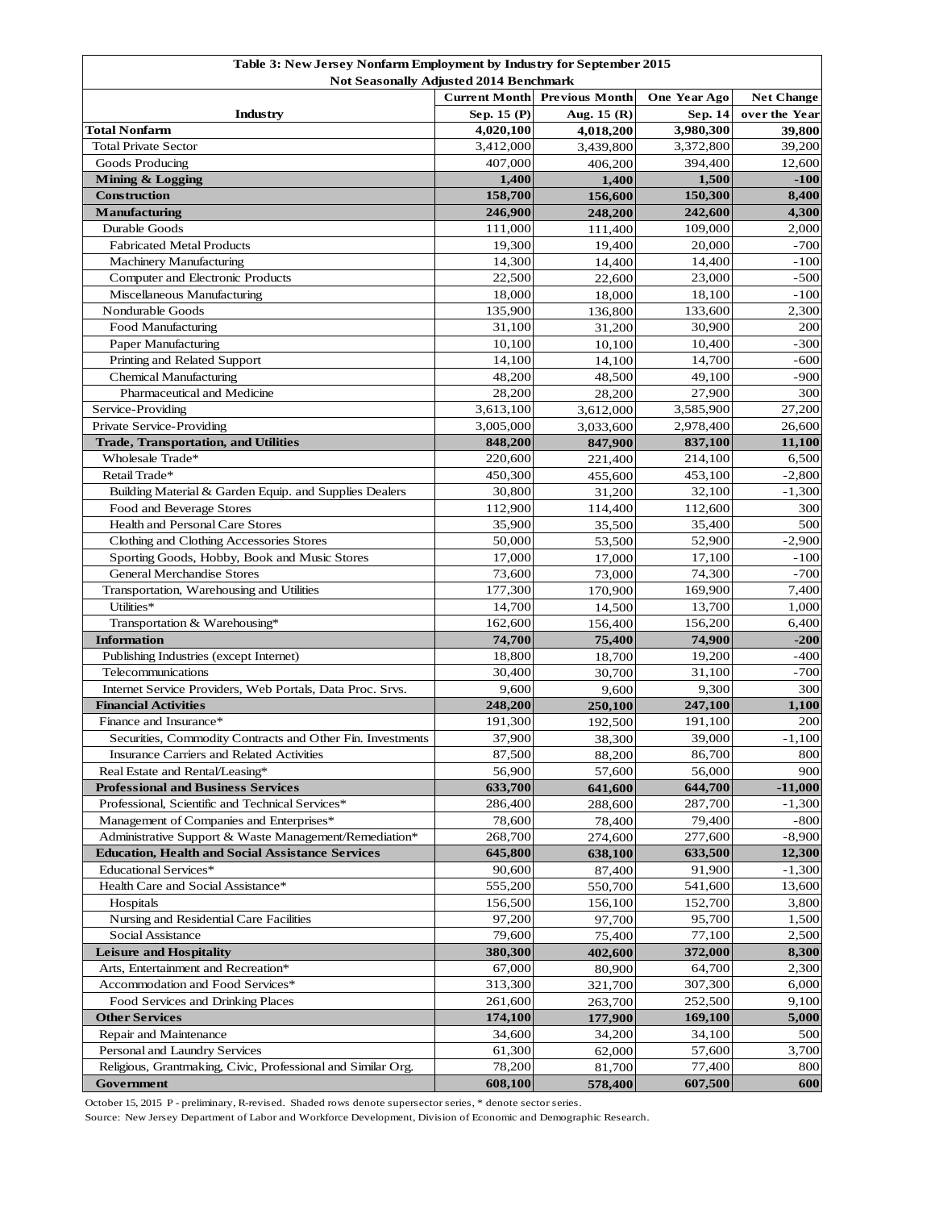| Table 3: New Jersey Nonfarm Employment by Industry for September 2015<br>Not Seasonally Adjusted 2014 Benchmark | | | | |
|---|---|---|---|---|
| | Current Month | Previous Month | One Year Ago | Net Change |
| **Industry** | **Sep. 15 (P)** | **Aug. 15 (R)** | **Sep. 14** | **over the Year** |
| **Total Nonfarm** | **4,020,100** | **4,018,200** | **3,980,300** | **39,800** |
| Total Private Sector | 3,412,000 | 3,439,800 | 3,372,800 | 39,200 |
| Goods Producing | 407,000 | 406,200 | 394,400 | 12,600 |
| **Mining & Logging** | **1,400** | **1,400** | **1,500** | **-100** |
| **Construction** | **158,700** | **156,600** | **150,300** | **8,400** |
| **Manufacturing** | **246,900** | **248,200** | **242,600** | **4,300** |
| Durable Goods | 111,000 | 111,400 | 109,000 | 2,000 |
| Fabricated Metal Products | 19,300 | 19,400 | 20,000 | -700 |
| Machinery Manufacturing | 14,300 | 14,400 | 14,400 | -100 |
| Computer and Electronic Products | 22,500 | 22,600 | 23,000 | -500 |
| Miscellaneous Manufacturing | 18,000 | 18,000 | 18,100 | -100 |
| Nondurable Goods | 135,900 | 136,800 | 133,600 | 2,300 |
| Food Manufacturing | 31,100 | 31,200 | 30,900 | 200 |
| Paper Manufacturing | 10,100 | 10,100 | 10,400 | -300 |
| Printing and Related Support | 14,100 | 14,100 | 14,700 | -600 |
| Chemical Manufacturing | 48,200 | 48,500 | 49,100 | -900 |
| Pharmaceutical and Medicine | 28,200 | 28,200 | 27,900 | 300 |
| Service-Providing | 3,613,100 | 3,612,000 | 3,585,900 | 27,200 |
| Private Service-Providing | 3,005,000 | 3,033,600 | 2,978,400 | 26,600 |
| **Trade, Transportation, and Utilities** | **848,200** | **847,900** | **837,100** | **11,100** |
| Wholesale Trade* | 220,600 | 221,400 | 214,100 | 6,500 |
| Retail Trade* | 450,300 | 455,600 | 453,100 | -2,800 |
| Building Material & Garden Equip. and Supplies Dealers | 30,800 | 31,200 | 32,100 | -1,300 |
| Food and Beverage Stores | 112,900 | 114,400 | 112,600 | 300 |
| Health and Personal Care Stores | 35,900 | 35,500 | 35,400 | 500 |
| Clothing and Clothing Accessories Stores | 50,000 | 53,500 | 52,900 | -2,900 |
| Sporting Goods, Hobby, Book and Music Stores | 17,000 | 17,000 | 17,100 | -100 |
| General Merchandise Stores | 73,600 | 73,000 | 74,300 | -700 |
| Transportation, Warehousing and Utilities | 177,300 | 170,900 | 169,900 | 7,400 |
| Utilities* | 14,700 | 14,500 | 13,700 | 1,000 |
| Transportation & Warehousing* | 162,600 | 156,400 | 156,200 | 6,400 |
| **Information** | **74,700** | **75,400** | **74,900** | **-200** |
| Publishing Industries (except Internet) | 18,800 | 18,700 | 19,200 | -400 |
| Telecommunications | 30,400 | 30,700 | 31,100 | -700 |
| Internet Service Providers, Web Portals, Data Proc. Srvs. | 9,600 | 9,600 | 9,300 | 300 |
| **Financial Activities** | **248,200** | **250,100** | **247,100** | **1,100** |
| Finance and Insurance* | 191,300 | 192,500 | 191,100 | 200 |
| Securities, Commodity Contracts and Other Fin. Investments | 37,900 | 38,300 | 39,000 | -1,100 |
| Insurance Carriers and Related Activities | 87,500 | 88,200 | 86,700 | 800 |
| Real Estate and Rental/Leasing* | 56,900 | 57,600 | 56,000 | 900 |
| **Professional and Business Services** | **633,700** | **641,600** | **644,700** | **-11,000** |
| Professional, Scientific and Technical Services* | 286,400 | 288,600 | 287,700 | -1,300 |
| Management of Companies and Enterprises* | 78,600 | 78,400 | 79,400 | -800 |
| Administrative Support & Waste Management/Remediation* | 268,700 | 274,600 | 277,600 | -8,900 |
| **Education, Health and Social Assistance Services** | **645,800** | **638,100** | **633,500** | **12,300** |
| Educational Services* | 90,600 | 87,400 | 91,900 | -1,300 |
| Health Care and Social Assistance* | 555,200 | 550,700 | 541,600 | 13,600 |
| Hospitals | 156,500 | 156,100 | 152,700 | 3,800 |
| Nursing and Residential Care Facilities | 97,200 | 97,700 | 95,700 | 1,500 |
| Social Assistance | 79,600 | 75,400 | 77,100 | 2,500 |
| **Leisure and Hospitality** | **380,300** | **402,600** | **372,000** | **8,300** |
| Arts, Entertainment and Recreation* | 67,000 | 80,900 | 64,700 | 2,300 |
| Accommodation and Food Services* | 313,300 | 321,700 | 307,300 | 6,000 |
| Food Services and Drinking Places | 261,600 | 263,700 | 252,500 | 9,100 |
| **Other Services** | **174,100** | **177,900** | **169,100** | **5,000** |
| Repair and Maintenance | 34,600 | 34,200 | 34,100 | 500 |
| Personal and Laundry Services | 61,300 | 62,000 | 57,600 | 3,700 |
| Religious, Grantmaking, Civic, Professional and Similar Org. | 78,200 | 81,700 | 77,400 | 800 |
| **Government** | **608,100** | **578,400** | **607,500** | **600** |

October 15, 2015 P - preliminary, R-revised. Shaded rows denote supersector series, * denote sector series.

Source: New Jersey Department of Labor and Workforce Development, Division of Economic and Demographic Research.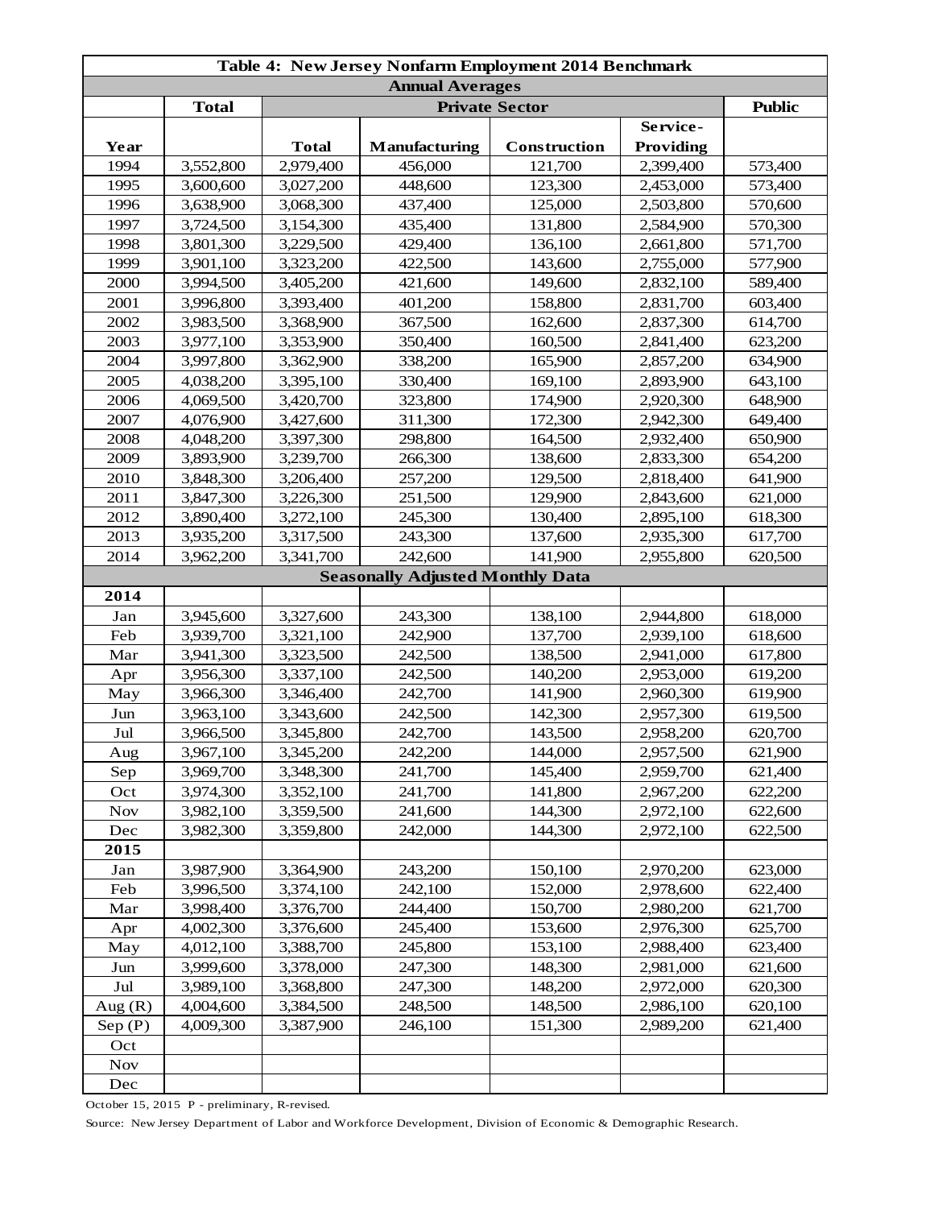| Table 4: New Jersey Nonfarm Employment 2014 Benchmark | | | | | | |
|---|---|---|---|---|---|---|
| **Annual Averages** | | | | | | |
| | **Total** | **Private Sector** | | | | **Public** |
| **Year** | | **Total** | **Manufacturing** | **Construction** | **Service-Providing** | |
| 1994 | 3,552,800 | 2,979,400 | 456,000 | 121,700 | 2,399,400 | 573,400 |
| 1995 | 3,600,600 | 3,027,200 | 448,600 | 123,300 | 2,453,000 | 573,400 |
| 1996 | 3,638,900 | 3,068,300 | 437,400 | 125,000 | 2,503,800 | 570,600 |
| 1997 | 3,724,500 | 3,154,300 | 435,400 | 131,800 | 2,584,900 | 570,300 |
| 1998 | 3,801,300 | 3,229,500 | 429,400 | 136,100 | 2,661,800 | 571,700 |
| 1999 | 3,901,100 | 3,323,200 | 422,500 | 143,600 | 2,755,000 | 577,900 |
| 2000 | 3,994,500 | 3,405,200 | 421,600 | 149,600 | 2,832,100 | 589,400 |
| 2001 | 3,996,800 | 3,393,400 | 401,200 | 158,800 | 2,831,700 | 603,400 |
| 2002 | 3,983,500 | 3,368,900 | 367,500 | 162,600 | 2,837,300 | 614,700 |
| 2003 | 3,977,100 | 3,353,900 | 350,400 | 160,500 | 2,841,400 | 623,200 |
| 2004 | 3,997,800 | 3,362,900 | 338,200 | 165,900 | 2,857,200 | 634,900 |
| 2005 | 4,038,200 | 3,395,100 | 330,400 | 169,100 | 2,893,900 | 643,100 |
| 2006 | 4,069,500 | 3,420,700 | 323,800 | 174,900 | 2,920,300 | 648,900 |
| 2007 | 4,076,900 | 3,427,600 | 311,300 | 172,300 | 2,942,300 | 649,400 |
| 2008 | 4,048,200 | 3,397,300 | 298,800 | 164,500 | 2,932,400 | 650,900 |
| 2009 | 3,893,900 | 3,239,700 | 266,300 | 138,600 | 2,833,300 | 654,200 |
| 2010 | 3,848,300 | 3,206,400 | 257,200 | 129,500 | 2,818,400 | 641,900 |
| 2011 | 3,847,300 | 3,226,300 | 251,500 | 129,900 | 2,843,600 | 621,000 |
| 2012 | 3,890,400 | 3,272,100 | 245,300 | 130,400 | 2,895,100 | 618,300 |
| 2013 | 3,935,200 | 3,317,500 | 243,300 | 137,600 | 2,935,300 | 617,700 |
| 2014 | 3,962,200 | 3,341,700 | 242,600 | 141,900 | 2,955,800 | 620,500 |
| **Seasonally Adjusted Monthly Data** | | | | | | |
| **2014** | | | | | | |
| Jan | 3,945,600 | 3,327,600 | 243,300 | 138,100 | 2,944,800 | 618,000 |
| Feb | 3,939,700 | 3,321,100 | 242,900 | 137,700 | 2,939,100 | 618,600 |
| Mar | 3,941,300 | 3,323,500 | 242,500 | 138,500 | 2,941,000 | 617,800 |
| Apr | 3,956,300 | 3,337,100 | 242,500 | 140,200 | 2,953,000 | 619,200 |
| May | 3,966,300 | 3,346,400 | 242,700 | 141,900 | 2,960,300 | 619,900 |
| Jun | 3,963,100 | 3,343,600 | 242,500 | 142,300 | 2,957,300 | 619,500 |
| Jul | 3,966,500 | 3,345,800 | 242,700 | 143,500 | 2,958,200 | 620,700 |
| Aug | 3,967,100 | 3,345,200 | 242,200 | 144,000 | 2,957,500 | 621,900 |
| Sep | 3,969,700 | 3,348,300 | 241,700 | 145,400 | 2,959,700 | 621,400 |
| Oct | 3,974,300 | 3,352,100 | 241,700 | 141,800 | 2,967,200 | 622,200 |
| Nov | 3,982,100 | 3,359,500 | 241,600 | 144,300 | 2,972,100 | 622,600 |
| Dec | 3,982,300 | 3,359,800 | 242,000 | 144,300 | 2,972,100 | 622,500 |
| **2015** | | | | | | |
| Jan | 3,987,900 | 3,364,900 | 243,200 | 150,100 | 2,970,200 | 623,000 |
| Feb | 3,996,500 | 3,374,100 | 242,100 | 152,000 | 2,978,600 | 622,400 |
| Mar | 3,998,400 | 3,376,700 | 244,400 | 150,700 | 2,980,200 | 621,700 |
| Apr | 4,002,300 | 3,376,600 | 245,400 | 153,600 | 2,976,300 | 625,700 |
| May | 4,012,100 | 3,388,700 | 245,800 | 153,100 | 2,988,400 | 623,400 |
| Jun | 3,999,600 | 3,378,000 | 247,300 | 148,300 | 2,981,000 | 621,600 |
| Jul | 3,989,100 | 3,368,800 | 247,300 | 148,200 | 2,972,000 | 620,300 |
| Aug (R) | 4,004,600 | 3,384,500 | 248,500 | 148,500 | 2,986,100 | 620,100 |
| Sep (P) | 4,009,300 | 3,387,900 | 246,100 | 151,300 | 2,989,200 | 621,400 |
| Oct | | | | | | |
| Nov | | | | | | |
| Dec | | | | | | |

October 15, 2015 P - preliminary, R-revised.

Source: New Jersey Department of Labor and Workforce Development, Division of Economic & Demographic Research.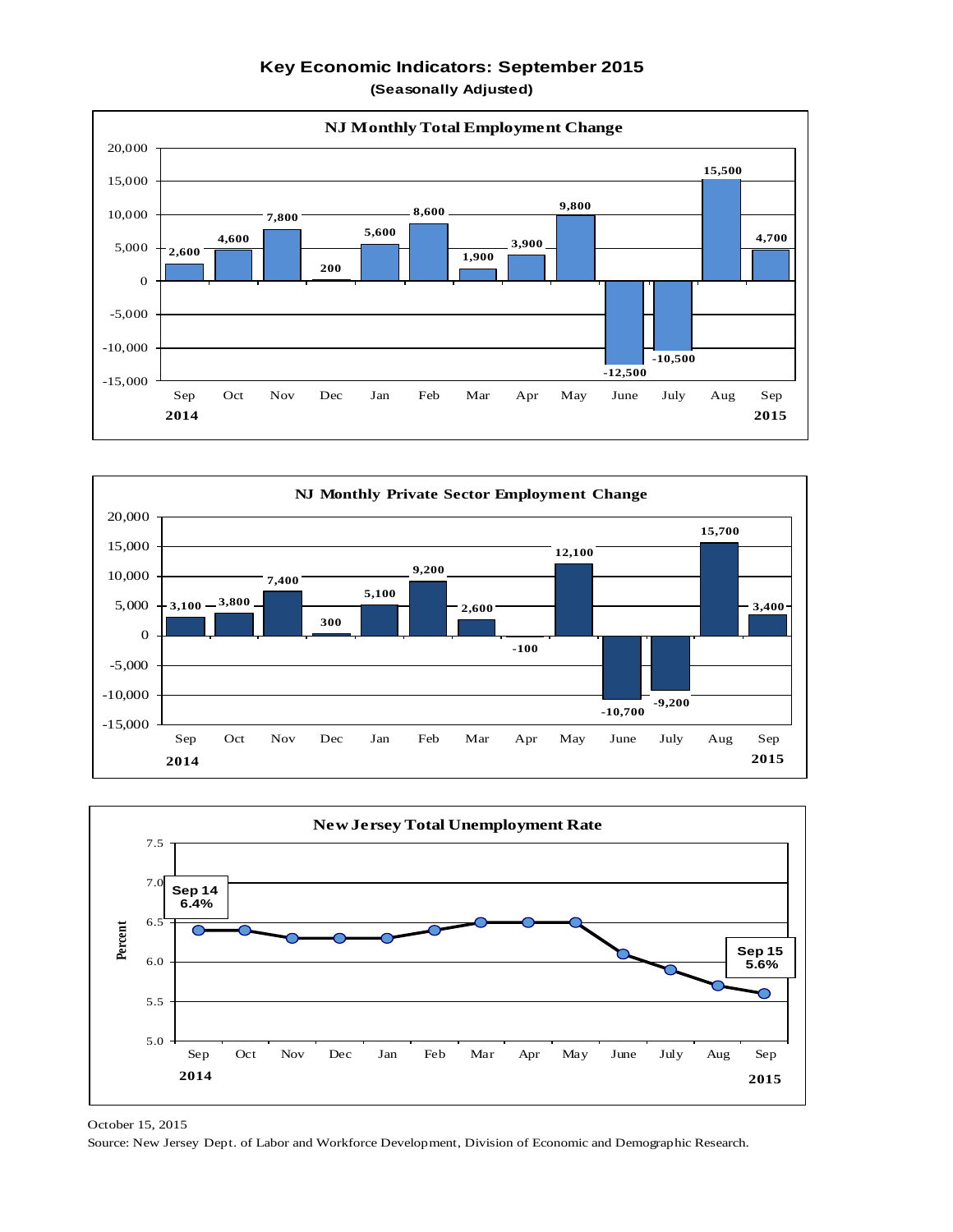# Key Economic Indicators: September 2015

**(Seasonally Adjusted)**

**NJ Monthly Total Employment Change**

20,000
15,000
10,000
5,000
0
-5,000
-10,000
-15,000

2,600 4,600 7,800 200 5,600 8,600 1,900 3,900 9,800 -12,500 -10,500 15,500 4,700

Sep Oct Nov Dec Jan Feb Mar Apr May June July Aug Sep

2014 2015

**NJ Monthly Private Sector Employment Change**

20,000
15,000
10,000
5,000
0
-5,000
-10,000
-15,000

3,100 3,800 7,400 300 5,100 9,200 2,600 -100 12,100 -10,700 -9,200 15,700 3,400

Sep Oct Nov Dec Jan Feb Mar Apr May June July Aug Sep

2014 2015

**New Jersey Total Unemployment Rate**

Percent

7.5
7.0
6.5
6.0
5.5
5.0

Sep 14
6.4%

Sep 15
5.6%

Sep Oct Nov Dec Jan Feb Mar Apr May June July Aug Sep

2014 2015

October 15, 2015

Source: New Jersey Dept. of Labor and Workforce Development, Division of Economic and Demographic Research.